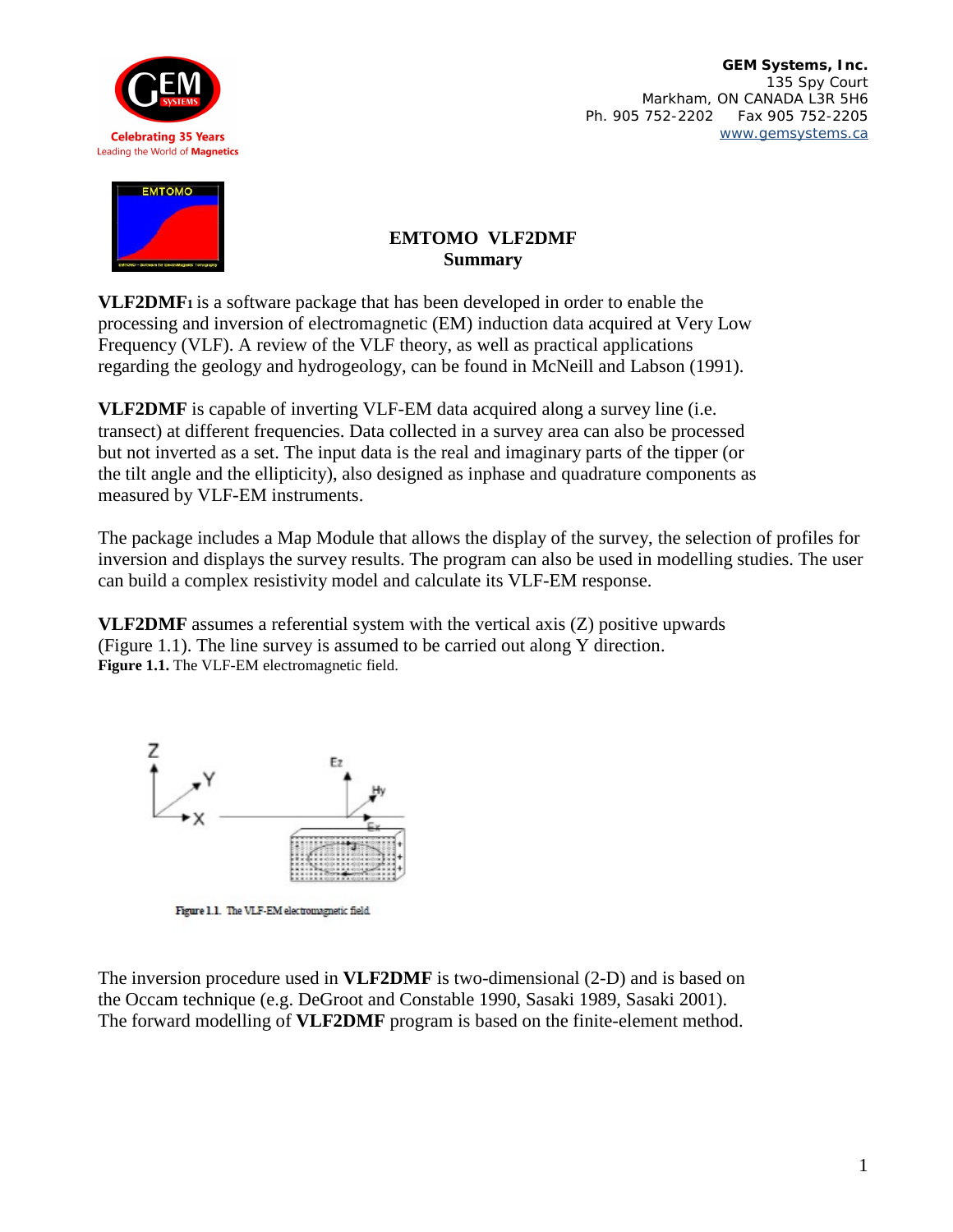GEM Systems, Inc.
135 Spy Court
Markham, ON CANADA L3R 5H6
Ph. 905 752-2202 Fax 905 752-2205
www.gemsystems.ca

Celebrating 35 Years
Leading the World of Magnetics

# EMTOMO VLF2DMF
## Summary

**VLF2DMF**[1] is a software package that has been developed in order to enable the processing and inversion of electromagnetic (EM) induction data acquired at Very Low Frequency (VLF). A review of the VLF theory, as well as practical applications regarding the geology and hydrogeology, can be found in McNeill and Labson (1991).

**VLF2DMF** is capable of inverting VLF-EM data acquired along a survey line (i.e. transect) at different frequencies. Data collected in a survey area can also be processed but not inverted as a set. The input data is the real and imaginary parts of the tipper (or the tilt angle and the ellipticity), also designed as inphase and quadrature components as measured by VLF-EM instruments.

The package includes a Map Module that allows the display of the survey, the selection of profiles for inversion and displays the survey results. The program can also be used in modelling studies. The user can build a complex resistivity model and calculate its VLF-EM response.

**VLF2DMF** assumes a referential system with the vertical axis (Z) positive upwards (Figure 1.1). The line survey is assumed to be carried out along Y direction.

**Figure 1.1.** The VLF-EM electromagnetic field.

Figure 1.1. The VLF-EM electromagnetic field.

The inversion procedure used in **VLF2DMF** is two-dimensional (2-D) and is based on the Occam technique (e.g. DeGroot and Constable 1990, Sasaki 1989, Sasaki 2001). The forward modelling of **VLF2DMF** program is based on the finite-element method.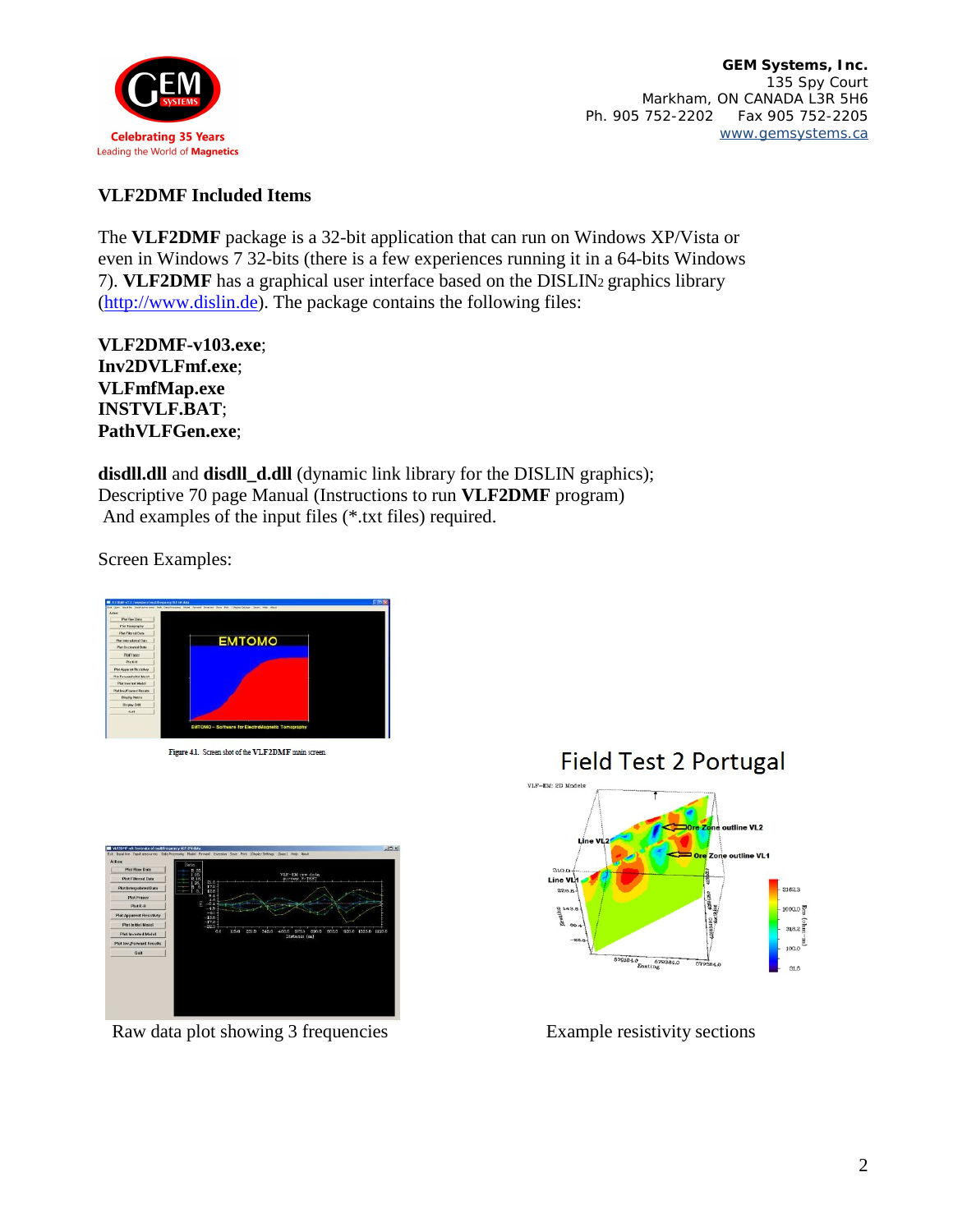GEM Systems, Inc.
135 Spy Court
Markham, ON CANADA L3R 5H6
Ph. 905 752-2202    Fax 905 752-2205
www.gemsystems.ca

Celebrating 35 Years
Leading the World of Magnetics

## VLF2DMF Included Items

The **VLF2DMF** package is a 32-bit application that can run on Windows XP/Vista or even in Windows 7 32-bits (there is a few experiences running it in a 64-bits Windows 7). **VLF2DMF** has a graphical user interface based on the DISLIN2 graphics library (http://www.dislin.de). The package contains the following files:

**VLF2DMF-v103.exe**;
**Inv2DVLFmf.exe**;
**VLFmfMap.exe**
**INSTVLF.BAT**;
**PathVLFGen.exe**;

**disdll.dll** and **disdll_d.dll** (dynamic link library for the DISLIN graphics);
Descriptive 70 page Manual (Instructions to run **VLF2DMF** program)
And examples of the input files (*.txt files) required.

Screen Examples:

Figure 4.1. Screen shot of the **VLF2DMF** main screen

Field Test 2 Portugal

Raw data plot showing 3 frequencies

Example resistivity sections